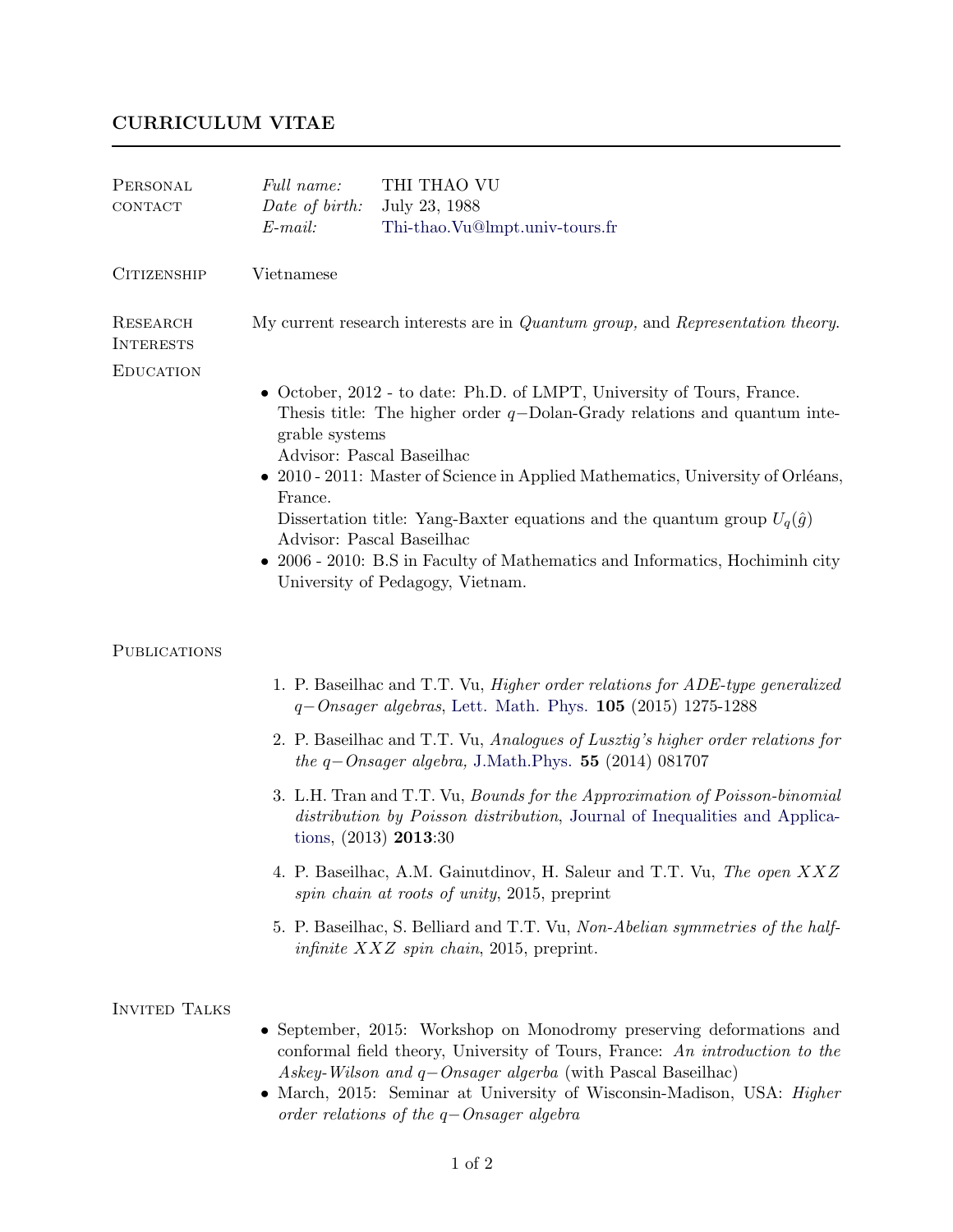# CURRICULUM VITAE

## Personal contact

*Full name:* THI THAO VU
*Date of birth:* July 23, 1988
*E-mail:* Thi-thao.Vu@lmpt.univ-tours.fr

## Citizenship

Vietnamese

## Research Interests

My current research interests are in *Quantum group,* and *Representation theory.*

## Education

- October, 2012 - to date: Ph.D. of LMPT, University of Tours, France.
  Thesis title: The higher order $q-$Dolan-Grady relations and quantum integrable systems
  Advisor: Pascal Baseilhac
- 2010 - 2011: Master of Science in Applied Mathematics, University of Orléans, France.
  Dissertation title: Yang-Baxter equations and the quantum group $U_q(\hat{g})$
  Advisor: Pascal Baseilhac
- 2006 - 2010: B.S in Faculty of Mathematics and Informatics, Hochiminh city University of Pedagogy, Vietnam.

## Publications

1. P. Baseilhac and T.T. Vu, *Higher order relations for ADE-type generalized $q-$Onsager algebras*, Lett. Math. Phys. **105** (2015) 1275-1288
2. P. Baseilhac and T.T. Vu, *Analogues of Lusztig's higher order relations for the $q-$Onsager algebra,* J.Math.Phys. **55** (2014) 081707
3. L.H. Tran and T.T. Vu, *Bounds for the Approximation of Poisson-binomial distribution by Poisson distribution*, Journal of Inequalities and Applications, (2013) **2013**:30
4. P. Baseilhac, A.M. Gainutdinov, H. Saleur and T.T. Vu, *The open $XXZ$ spin chain at roots of unity*, 2015, preprint
5. P. Baseilhac, S. Belliard and T.T. Vu, *Non-Abelian symmetries of the half-infinite $XXZ$ spin chain*, 2015, preprint.

## Invited Talks

- September, 2015: Workshop on Monodromy preserving deformations and conformal field theory, University of Tours, France: *An introduction to the Askey-Wilson and $q-$Onsager algerba* (with Pascal Baseilhac)
- March, 2015: Seminar at University of Wisconsin-Madison, USA: *Higher order relations of the $q-$Onsager algebra*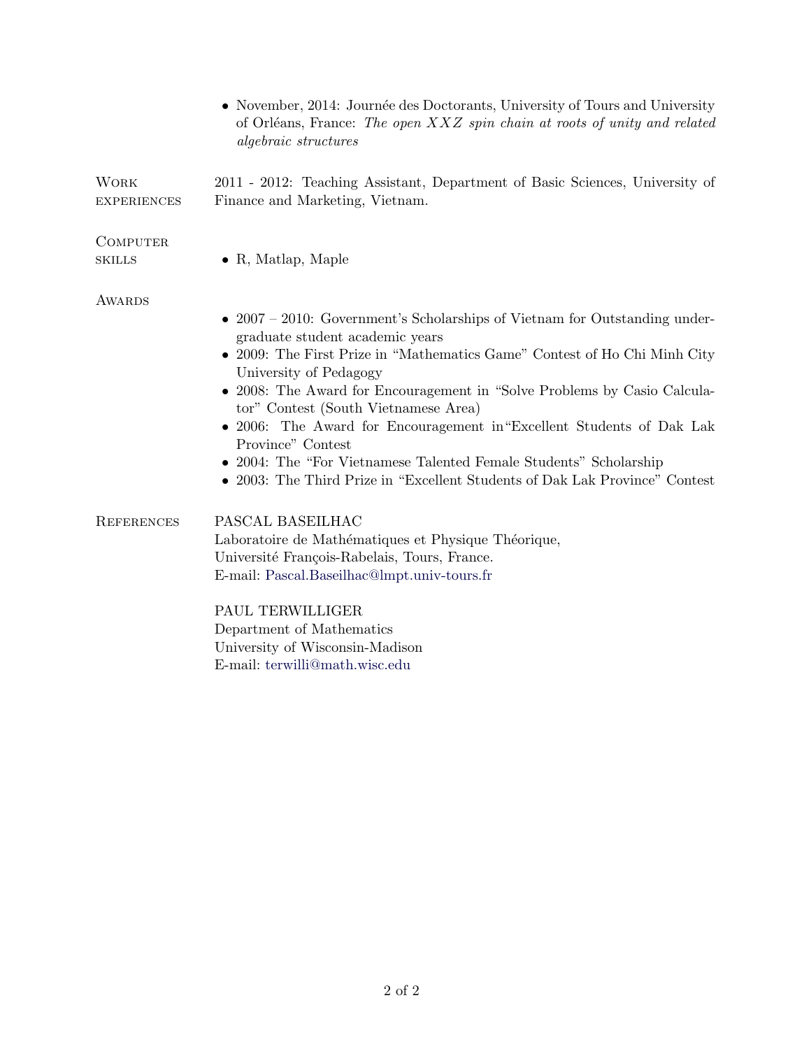- November, 2014: Journée des Doctorants, University of Tours and University of Orléans, France: *The open $XXZ$ spin chain at roots of unity and related algebraic structures*

## Work experiences

2011 - 2012: Teaching Assistant, Department of Basic Sciences, University of Finance and Marketing, Vietnam.

## Computer skills

- R, Matlap, Maple

## Awards

- 2007 – 2010: Government's Scholarships of Vietnam for Outstanding undergraduate student academic years
- 2009: The First Prize in "Mathematics Game" Contest of Ho Chi Minh City University of Pedagogy
- 2008: The Award for Encouragement in "Solve Problems by Casio Calculator" Contest (South Vietnamese Area)
- 2006: The Award for Encouragement in"Excellent Students of Dak Lak Province" Contest
- 2004: The "For Vietnamese Talented Female Students" Scholarship
- 2003: The Third Prize in "Excellent Students of Dak Lak Province" Contest

## References

PASCAL BASEILHAC
Laboratoire de Mathématiques et Physique Théorique,
Université François-Rabelais, Tours, France.
E-mail: Pascal.Baseilhac@lmpt.univ-tours.fr

PAUL TERWILLIGER
Department of Mathematics
University of Wisconsin-Madison
E-mail: terwilli@math.wisc.edu